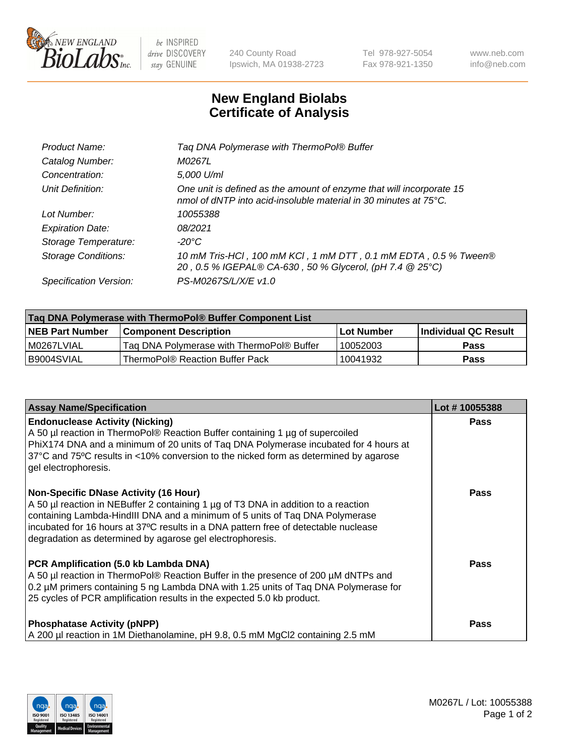# New England Biolabs Certificate of Analysis

| | |
|---|---|
| *Product Name:* | *Taq DNA Polymerase with ThermoPol® Buffer* |
| *Catalog Number:* | *M0267L* |
| *Concentration:* | *5,000 U/ml* |
| *Unit Definition:* | *One unit is defined as the amount of enzyme that will incorporate 15 nmol of dNTP into acid-insoluble material in 30 minutes at 75°C.* |
| *Lot Number:* | *10055388* |
| *Expiration Date:* | *08/2021* |
| *Storage Temperature:* | *-20°C* |
| *Storage Conditions:* | *10 mM Tris-HCl , 100 mM KCl , 1 mM DTT , 0.1 mM EDTA , 0.5 % Tween® 20 , 0.5 % IGEPAL® CA-630 , 50 % Glycerol, (pH 7.4 @ 25°C)* |
| *Specification Version:* | *PS-M0267S/L/X/E v1.0* |

| Taq DNA Polymerase with ThermoPol® Buffer Component List | | | |
|---|---|---|---|
| **NEB Part Number** | **Component Description** | **Lot Number** | **Individual QC Result** |
| M0267LVIAL | Taq DNA Polymerase with ThermoPol® Buffer | 10052003 | **Pass** |
| B9004SVIAL | ThermoPol® Reaction Buffer Pack | 10041932 | **Pass** |

| Assay Name/Specification | Lot # 10055388 |
|---|---|
| **Endonuclease Activity (Nicking)** A 50 µl reaction in ThermoPol® Reaction Buffer containing 1 µg of supercoiled PhiX174 DNA and a minimum of 20 units of Taq DNA Polymerase incubated for 4 hours at 37ºC and 75ºC results in <10% conversion to the nicked form as determined by agarose gel electrophoresis. | **Pass** |
| **Non-Specific DNase Activity (16 Hour)** A 50 µl reaction in NEBuffer 2 containing 1 µg of T3 DNA in addition to a reaction containing Lambda-HindIII DNA and a minimum of 5 units of Taq DNA Polymerase incubated for 16 hours at 37ºC results in a DNA pattern free of detectable nuclease degradation as determined by agarose gel electrophoresis. | **Pass** |
| **PCR Amplification (5.0 kb Lambda DNA)** A 50 µl reaction in ThermoPol® Reaction Buffer in the presence of 200 µM dNTPs and 0.2 µM primers containing 5 ng Lambda DNA with 1.25 units of Taq DNA Polymerase for 25 cycles of PCR amplification results in the expected 5.0 kb product. | **Pass** |
| **Phosphatase Activity (pNPP)** A 200 µl reaction in 1M Diethanolamine, pH 9.8, 0.5 mM $MgCl_2$ containing 2.5 mM | **Pass** |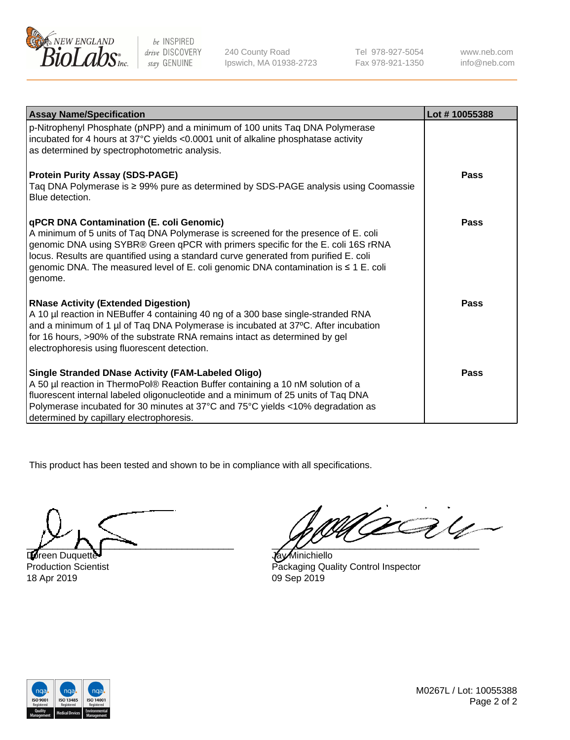240 County Road
Ipswich, MA 01938-2723

Tel 978-927-5054
Fax 978-921-1350

www.neb.com
info@neb.com

| Assay Name/Specification | Lot # 10055388 |
|---|---|
| p-Nitrophenyl Phosphate (pNPP) and a minimum of 100 units Taq DNA Polymerase incubated for 4 hours at 37°C yields <0.0001 unit of alkaline phosphatase activity as determined by spectrophotometric analysis. | |
| **Protein Purity Assay (SDS-PAGE)**<br>Taq DNA Polymerase is ≥ 99% pure as determined by SDS-PAGE analysis using Coomassie Blue detection. | Pass |
| **qPCR DNA Contamination (E. coli Genomic)**<br>A minimum of 5 units of Taq DNA Polymerase is screened for the presence of E. coli genomic DNA using SYBR® Green qPCR with primers specific for the E. coli 16S rRNA locus. Results are quantified using a standard curve generated from purified E. coli genomic DNA. The measured level of E. coli genomic DNA contamination is ≤ 1 E. coli genome. | Pass |
| **RNase Activity (Extended Digestion)**<br>A 10 µl reaction in NEBuffer 4 containing 40 ng of a 300 base single-stranded RNA and a minimum of 1 µl of Taq DNA Polymerase is incubated at 37ºC. After incubation for 16 hours, >90% of the substrate RNA remains intact as determined by gel electrophoresis using fluorescent detection. | Pass |
| **Single Stranded DNase Activity (FAM-Labeled Oligo)**<br>A 50 µl reaction in ThermoPol® Reaction Buffer containing a 10 nM solution of a fluorescent internal labeled oligonucleotide and a minimum of 25 units of Taq DNA Polymerase incubated for 30 minutes at 37°C and 75°C yields <10% degradation as determined by capillary electrophoresis. | Pass |

This product has been tested and shown to be in compliance with all specifications.

Doreen Duquette
Production Scientist
18 Apr 2019

Jay Minichiello
Packaging Quality Control Inspector
09 Sep 2019

M0267L / Lot: 10055388